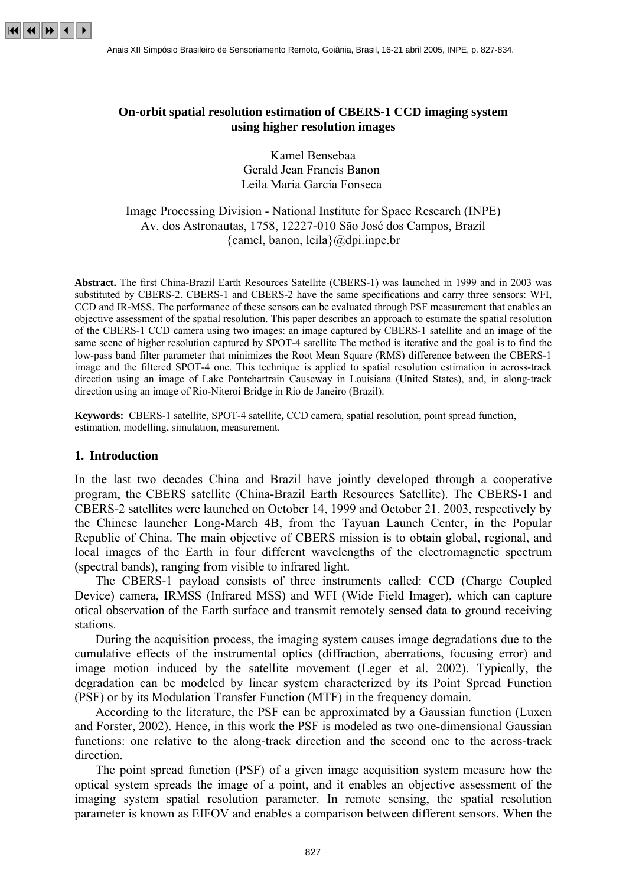# On-orbit spatial resolution estimation of CBERS-1 CCD imaging system using higher resolution images

Kamel Bensebaa
Gerald Jean Francis Banon
Leila Maria Garcia Fonseca

Image Processing Division - National Institute for Space Research (INPE)
Av. dos Astronautas, 1758, 12227-010 São José dos Campos, Brazil
{camel, banon, leila}@dpi.inpe.br

**Abstract.** The first China-Brazil Earth Resources Satellite (CBERS-1) was launched in 1999 and in 2003 was substituted by CBERS-2. CBERS-1 and CBERS-2 have the same specifications and carry three sensors: WFI, CCD and IR-MSS. The performance of these sensors can be evaluated through PSF measurement that enables an objective assessment of the spatial resolution. This paper describes an approach to estimate the spatial resolution of the CBERS-1 CCD camera using two images: an image captured by CBERS-1 satellite and an image of the same scene of higher resolution captured by SPOT-4 satellite The method is iterative and the goal is to find the low-pass band filter parameter that minimizes the Root Mean Square (RMS) difference between the CBERS-1 image and the filtered SPOT-4 one. This technique is applied to spatial resolution estimation in across-track direction using an image of Lake Pontchartrain Causeway in Louisiana (United States), and, in along-track direction using an image of Rio-Niteroi Bridge in Rio de Janeiro (Brazil).

**Keywords:** CBERS-1 satellite, SPOT-4 satellite**,** CCD camera, spatial resolution, point spread function, estimation, modelling, simulation, measurement.

## 1. Introduction

In the last two decades China and Brazil have jointly developed through a cooperative program, the CBERS satellite (China-Brazil Earth Resources Satellite). The CBERS-1 and CBERS-2 satellites were launched on October 14, 1999 and October 21, 2003, respectively by the Chinese launcher Long-March 4B, from the Tayuan Launch Center, in the Popular Republic of China. The main objective of CBERS mission is to obtain global, regional, and local images of the Earth in four different wavelengths of the electromagnetic spectrum (spectral bands), ranging from visible to infrared light.

The CBERS-1 payload consists of three instruments called: CCD (Charge Coupled Device) camera, IRMSS (Infrared MSS) and WFI (Wide Field Imager), which can capture otical observation of the Earth surface and transmit remotely sensed data to ground receiving stations.

During the acquisition process, the imaging system causes image degradations due to the cumulative effects of the instrumental optics (diffraction, aberrations, focusing error) and image motion induced by the satellite movement (Leger et al. 2002). Typically, the degradation can be modeled by linear system characterized by its Point Spread Function (PSF) or by its Modulation Transfer Function (MTF) in the frequency domain.

According to the literature, the PSF can be approximated by a Gaussian function (Luxen and Forster, 2002). Hence, in this work the PSF is modeled as two one-dimensional Gaussian functions: one relative to the along-track direction and the second one to the across-track direction.

The point spread function (PSF) of a given image acquisition system measure how the optical system spreads the image of a point, and it enables an objective assessment of the imaging system spatial resolution parameter. In remote sensing, the spatial resolution parameter is known as EIFOV and enables a comparison between different sensors. When the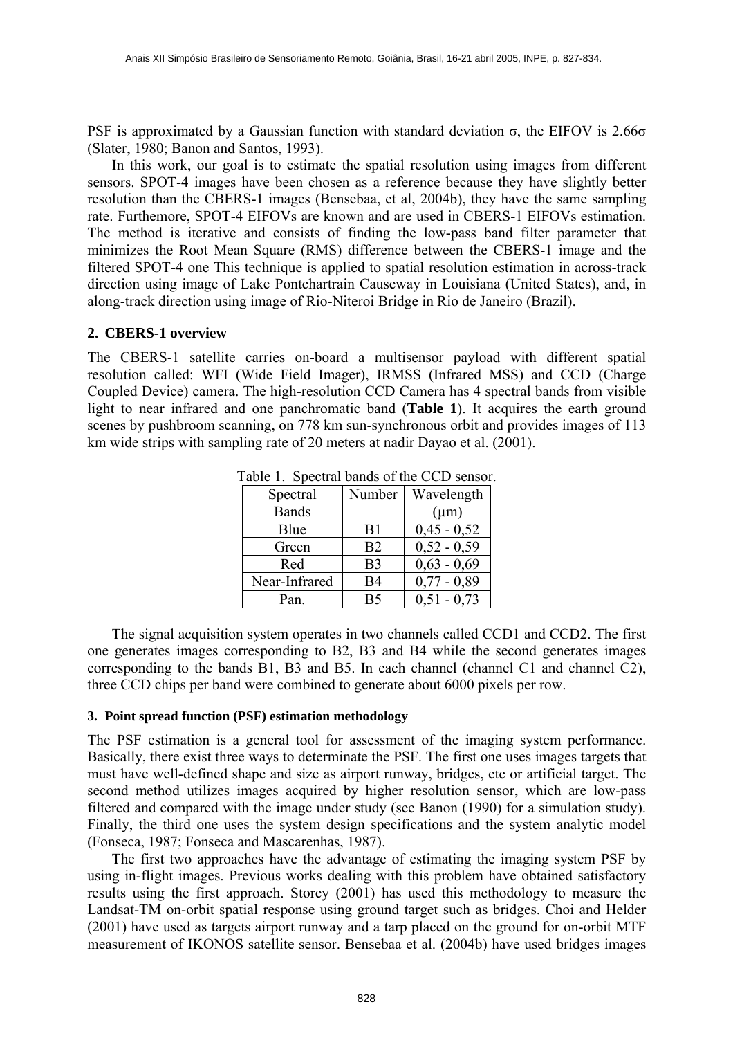PSF is approximated by a Gaussian function with standard deviation σ, the EIFOV is 2.66σ (Slater, 1980; Banon and Santos, 1993).

In this work, our goal is to estimate the spatial resolution using images from different sensors. SPOT-4 images have been chosen as a reference because they have slightly better resolution than the CBERS-1 images (Bensebaa, et al, 2004b), they have the same sampling rate. Furthemore, SPOT-4 EIFOVs are known and are used in CBERS-1 EIFOVs estimation. The method is iterative and consists of finding the low-pass band filter parameter that minimizes the Root Mean Square (RMS) difference between the CBERS-1 image and the filtered SPOT-4 one This technique is applied to spatial resolution estimation in across-track direction using image of Lake Pontchartrain Causeway in Louisiana (United States), and, in along-track direction using image of Rio-Niteroi Bridge in Rio de Janeiro (Brazil).

## 2. CBERS-1 overview

The CBERS-1 satellite carries on-board a multisensor payload with different spatial resolution called: WFI (Wide Field Imager), IRMSS (Infrared MSS) and CCD (Charge Coupled Device) camera. The high-resolution CCD Camera has 4 spectral bands from visible light to near infrared and one panchromatic band (**Table 1**). It acquires the earth ground scenes by pushbroom scanning, on 778 km sun-synchronous orbit and provides images of 113 km wide strips with sampling rate of 20 meters at nadir Dayao et al. (2001).

Table 1. Spectral bands of the CCD sensor.

| Spectral Bands | Number | Wavelength (μm) |
|---|---|---|
| Blue | B1 | 0,45 - 0,52 |
| Green | B2 | 0,52 - 0,59 |
| Red | B3 | 0,63 - 0,69 |
| Near-Infrared | B4 | 0,77 - 0,89 |
| Pan. | B5 | 0,51 - 0,73 |

The signal acquisition system operates in two channels called CCD1 and CCD2. The first one generates images corresponding to B2, B3 and B4 while the second generates images corresponding to the bands B1, B3 and B5. In each channel (channel C1 and channel C2), three CCD chips per band were combined to generate about 6000 pixels per row.

## 3. Point spread function (PSF) estimation methodology

The PSF estimation is a general tool for assessment of the imaging system performance. Basically, there exist three ways to determinate the PSF. The first one uses images targets that must have well-defined shape and size as airport runway, bridges, etc or artificial target. The second method utilizes images acquired by higher resolution sensor, which are low-pass filtered and compared with the image under study (see Banon (1990) for a simulation study). Finally, the third one uses the system design specifications and the system analytic model (Fonseca, 1987; Fonseca and Mascarenhas, 1987).

The first two approaches have the advantage of estimating the imaging system PSF by using in-flight images. Previous works dealing with this problem have obtained satisfactory results using the first approach. Storey (2001) has used this methodology to measure the Landsat-TM on-orbit spatial response using ground target such as bridges. Choi and Helder (2001) have used as targets airport runway and a tarp placed on the ground for on-orbit MTF measurement of IKONOS satellite sensor. Bensebaa et al. (2004b) have used bridges images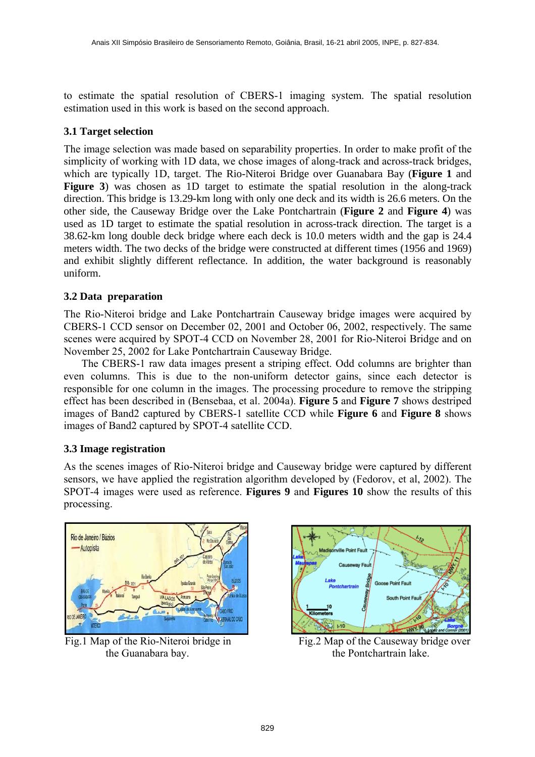to estimate the spatial resolution of CBERS-1 imaging system. The spatial resolution estimation used in this work is based on the second approach.

### 3.1 Target selection

The image selection was made based on separability properties. In order to make profit of the simplicity of working with 1D data, we chose images of along-track and across-track bridges, which are typically 1D, target. The Rio-Niteroi Bridge over Guanabara Bay (**Figure 1** and **Figure 3**) was chosen as 1D target to estimate the spatial resolution in the along-track direction. This bridge is 13.29-km long with only one deck and its width is 26.6 meters. On the other side, the Causeway Bridge over the Lake Pontchartrain (**Figure 2** and **Figure 4**) was used as 1D target to estimate the spatial resolution in across-track direction. The target is a 38.62-km long double deck bridge where each deck is 10.0 meters width and the gap is 24.4 meters width. The two decks of the bridge were constructed at different times (1956 and 1969) and exhibit slightly different reflectance. In addition, the water background is reasonably uniform.

### 3.2 Data preparation

The Rio-Niteroi bridge and Lake Pontchartrain Causeway bridge images were acquired by CBERS-1 CCD sensor on December 02, 2001 and October 06, 2002, respectively. The same scenes were acquired by SPOT-4 CCD on November 28, 2001 for Rio-Niteroi Bridge and on November 25, 2002 for Lake Pontchartrain Causeway Bridge.

The CBERS-1 raw data images present a striping effect. Odd columns are brighter than even columns. This is due to the non-uniform detector gains, since each detector is responsible for one column in the images. The processing procedure to remove the stripping effect has been described in (Bensebaa, et al. 2004a). **Figure 5** and **Figure 7** shows destriped images of Band2 captured by CBERS-1 satellite CCD while **Figure 6** and **Figure 8** shows images of Band2 captured by SPOT-4 satellite CCD.

### 3.3 Image registration

As the scenes images of Rio-Niteroi bridge and Causeway bridge were captured by different sensors, we have applied the registration algorithm developed by (Fedorov, et al, 2002). The SPOT-4 images were used as reference. **Figures 9** and **Figures 10** show the results of this processing.

Fig.1 Map of the Rio-Niteroi bridge in the Guanabara bay.

Fig.2 Map of the Causeway bridge over the Pontchartrain lake.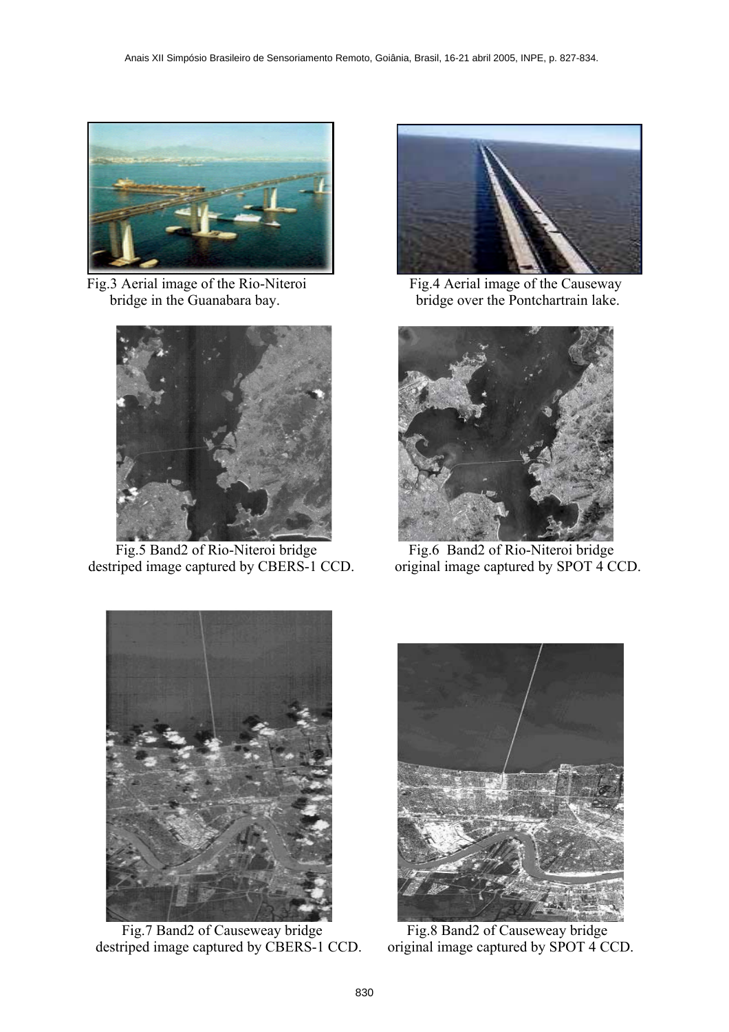Fig.3 Aerial image of the Rio-Niteroi bridge in the Guanabara bay.

Fig.4 Aerial image of the Causeway bridge over the Pontchartrain lake.

Fig.5 Band2 of Rio-Niteroi bridge destriped image captured by CBERS-1 CCD.

Fig.6 Band2 of Rio-Niteroi bridge original image captured by SPOT 4 CCD.

Fig.7 Band2 of Causeway bridge destriped image captured by CBERS-1 CCD.

Fig.8 Band2 of Causeweay bridge original image captured by SPOT 4 CCD.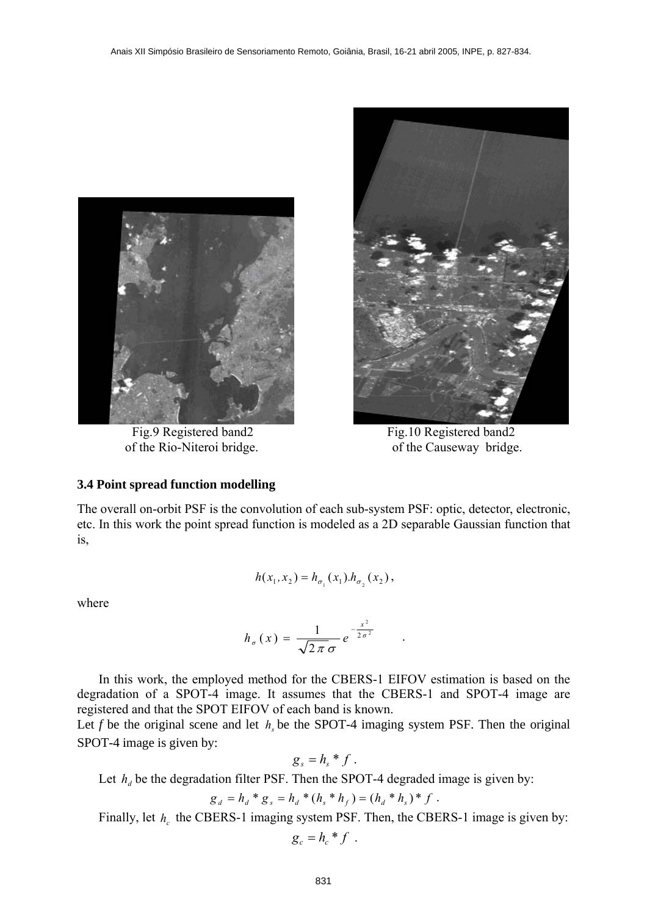Fig.9 Registered band2 of the Rio-Niteroi bridge.

Fig.10 Registered band2 of the Causeway bridge.

### 3.4 Point spread function modelling

The overall on-orbit PSF is the convolution of each sub-system PSF: optic, detector, electronic, etc. In this work the point spread function is modeled as a 2D separable Gaussian function that is,

$$h(x_1, x_2) = h_{\sigma_1}(x_1).h_{\sigma_2}(x_2),$$

where

$$h_\sigma(x) = \frac{1}{\sqrt{2\pi}\sigma} e^{-\frac{x^2}{2\sigma^2}} \quad .$$

In this work, the employed method for the CBERS-1 EIFOV estimation is based on the degradation of a SPOT-4 image. It assumes that the CBERS-1 and SPOT-4 image are registered and that the SPOT EIFOV of each band is known.

Let *f* be the original scene and let $h_s$ be the SPOT-4 imaging system PSF. Then the original SPOT-4 image is given by:

$$g_s = h_s * f \ .$$

Let $h_d$ be the degradation filter PSF. Then the SPOT-4 degraded image is given by:

$$g_d = h_d * g_s = h_d * (h_s * h_f) = (h_d * h_s) * f \ .$$

Finally, let $h_c$ the CBERS-1 imaging system PSF. Then, the CBERS-1 image is given by:

$$g_c = h_c * f \ .$$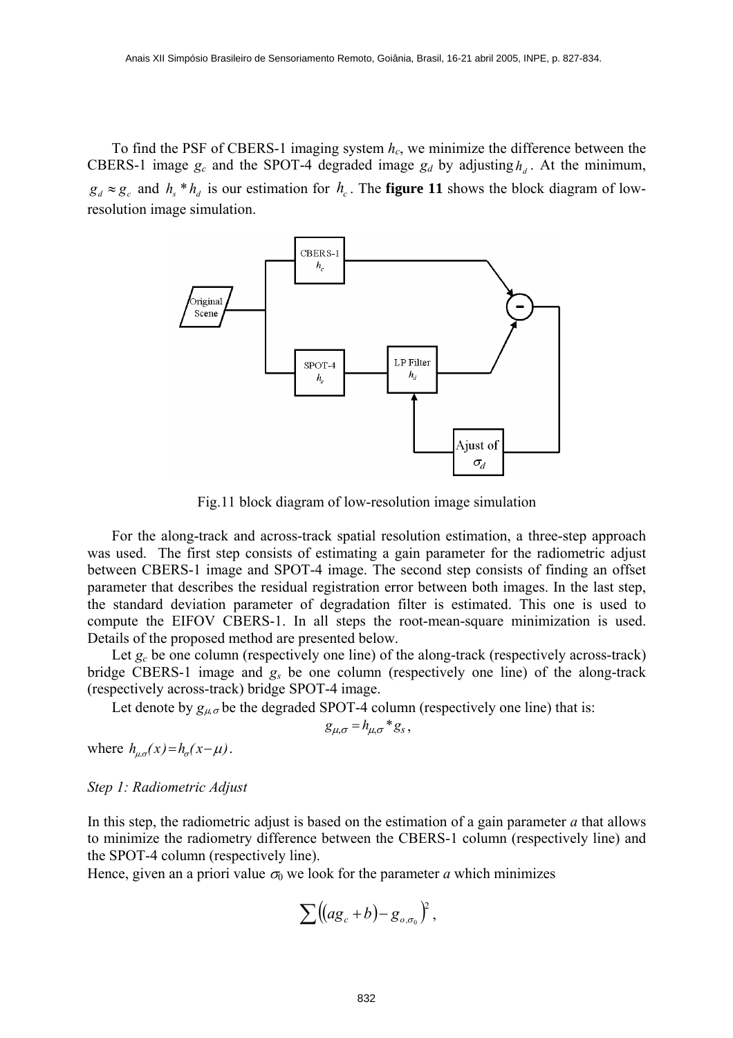To find the PSF of CBERS-1 imaging system $h_c$, we minimize the difference between the CBERS-1 image $g_c$ and the SPOT-4 degraded image $g_d$ by adjusting $h_d$. At the minimum, $g_d \approx g_c$ and $h_s * h_d$ is our estimation for $h_c$. The **figure 11** shows the block diagram of low-resolution image simulation.

Fig.11 block diagram of low-resolution image simulation

For the along-track and across-track spatial resolution estimation, a three-step approach was used. The first step consists of estimating a gain parameter for the radiometric adjust between CBERS-1 image and SPOT-4 image. The second step consists of finding an offset parameter that describes the residual registration error between both images. In the last step, the standard deviation parameter of degradation filter is estimated. This one is used to compute the EIFOV CBERS-1. In all steps the root-mean-square minimization is used. Details of the proposed method are presented below.

Let $g_c$ be one column (respectively one line) of the along-track (respectively across-track) bridge CBERS-1 image and $g_s$ be one column (respectively one line) of the along-track (respectively across-track) bridge SPOT-4 image.

Let denote by $g_{\mu,\sigma}$ be the degraded SPOT-4 column (respectively one line) that is:

$$g_{\mu,\sigma} = h_{\mu,\sigma} * g_s ,$$

where $h_{\mu,\sigma}(x) = h_{\sigma}(x - \mu)$.

*Step 1: Radiometric Adjust*

In this step, the radiometric adjust is based on the estimation of a gain parameter *a* that allows to minimize the radiometry difference between the CBERS-1 column (respectively line) and the SPOT-4 column (respectively line).

Hence, given an a priori value $\sigma_0$ we look for the parameter *a* which minimizes

$$\sum \left( \left( a g_c + b \right) - g_{o,\sigma_0} \right)^2 ,$$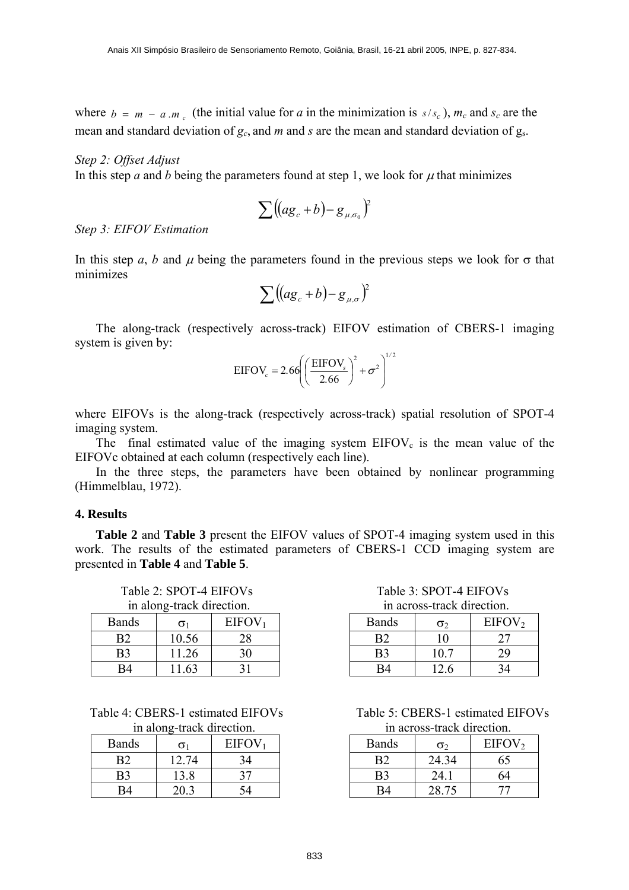where $b = m - a.m_c$ (the initial value for $a$ in the minimization is $s/s_c$), $m_c$ and $s_c$ are the mean and standard deviation of $g_c$, and $m$ and $s$ are the mean and standard deviation of $g_s$.

*Step 2: Offset Adjust*

In this step $a$ and $b$ being the parameters found at step 1, we look for $\mu$ that minimizes

$$\sum \left( (ag_c + b) - g_{\mu,\sigma_0} \right)^2$$

*Step 3: EIFOV Estimation*

In this step $a$, $b$ and $\mu$ being the parameters found in the previous steps we look for $\sigma$ that minimizes

$$\sum \left( (ag_c + b) - g_{\mu,\sigma} \right)^2$$

The along-track (respectively across-track) EIFOV estimation of CBERS-1 imaging system is given by:

$$\text{EIFOV}_c = 2.66 \left( \left( \frac{\text{EIFOV}_s}{2.66} \right)^2 + \sigma^2 \right)^{1/2}$$

where EIFOVs is the along-track (respectively across-track) spatial resolution of SPOT-4 imaging system.

The final estimated value of the imaging system $\text{EIFOV}_c$ is the mean value of the EIFOVc obtained at each column (respectively each line).

In the three steps, the parameters have been obtained by nonlinear programming (Himmelblau, 1972).

## 4. Results

**Table 2** and **Table 3** present the EIFOV values of SPOT-4 imaging system used in this work. The results of the estimated parameters of CBERS-1 CCD imaging system are presented in **Table 4** and **Table 5**.

Table 2: SPOT-4 EIFOVs in along-track direction.

| Bands | $\sigma_1$ | $\text{EIFOV}_1$ |
|---|---|---|
| B2 | 10.56 | 28 |
| B3 | 11.26 | 30 |
| B4 | 11.63 | 31 |

Table 3: SPOT-4 EIFOVs in across-track direction.

| Bands | $\sigma_2$ | $\text{EIFOV}_2$ |
|---|---|---|
| B2 | 10 | 27 |
| B3 | 10.7 | 29 |
| B4 | 12.6 | 34 |

Table 4: CBERS-1 estimated EIFOVs in along-track direction.

| Bands | $\sigma_1$ | $\text{EIFOV}_1$ |
|---|---|---|
| B2 | 12.74 | 34 |
| B3 | 13.8 | 37 |
| B4 | 20.3 | 54 |

Table 5: CBERS-1 estimated EIFOVs in across-track direction.

| Bands | $\sigma_2$ | $\text{EIFOV}_2$ |
|---|---|---|
| B2 | 24.34 | 65 |
| B3 | 24.1 | 64 |
| B4 | 28.75 | 77 |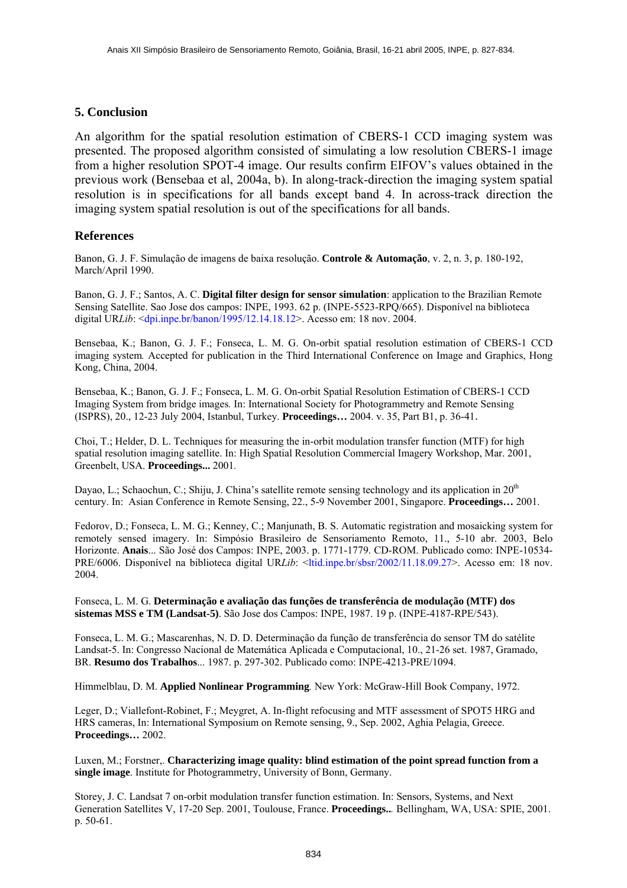## 5. Conclusion

An algorithm for the spatial resolution estimation of CBERS-1 CCD imaging system was presented. The proposed algorithm consisted of simulating a low resolution CBERS-1 image from a higher resolution SPOT-4 image. Our results confirm EIFOV's values obtained in the previous work (Bensebaa et al, 2004a, b). In along-track-direction the imaging system spatial resolution is in specifications for all bands except band 4. In across-track direction the imaging system spatial resolution is out of the specifications for all bands.

## References

Banon, G. J. F. Simulação de imagens de baixa resolução. **Controle & Automação**, v. 2, n. 3, p. 180-192, March/April 1990.

Banon, G. J. F.; Santos, A. C. **Digital filter design for sensor simulation**: application to the Brazilian Remote Sensing Satellite. Sao Jose dos campos: INPE, 1993. 62 p. (INPE-5523-RPQ/665). Disponível na biblioteca digital UR*Lib*: <dpi.inpe.br/banon/1995/12.14.18.12>. Acesso em: 18 nov. 2004.

Bensebaa, K.; Banon, G. J. F.; Fonseca, L. M. G. On-orbit spatial resolution estimation of CBERS-1 CCD imaging system*.* Accepted for publication in the Third International Conference on Image and Graphics, Hong Kong, China, 2004.

Bensebaa, K.; Banon, G. J. F.; Fonseca, L. M. G. On-orbit Spatial Resolution Estimation of CBERS-1 CCD Imaging System from bridge images*.* In: International Society for Photogrammetry and Remote Sensing (ISPRS), 20., 12-23 July 2004, Istanbul, Turkey. **Proceedings…** 2004. v. 35, Part B1, p. 36-41.

Choi, T.; Helder, D. L. Techniques for measuring the in-orbit modulation transfer function (MTF) for high spatial resolution imaging satellite. In: High Spatial Resolution Commercial Imagery Workshop, Mar. 2001, Greenbelt, USA. **Proceedings...** 2001*.*

Dayao, L.; Schaochun, C.; Shiju, J. China's satellite remote sensing technology and its application in 20th century. In: Asian Conference in Remote Sensing, 22., 5-9 November 2001, Singapore. **Proceedings…** 2001.

Fedorov, D.; Fonseca, L. M. G.; Kenney, C.; Manjunath, B. S. Automatic registration and mosaicking system for remotely sensed imagery. In: Simpósio Brasileiro de Sensoriamento Remoto, 11., 5-10 abr. 2003, Belo Horizonte. **Anais**... São José dos Campos: INPE, 2003. p. 1771-1779. CD-ROM. Publicado como: INPE-10534-PRE/6006. Disponível na biblioteca digital UR*Lib*: <ltid.inpe.br/sbsr/2002/11.18.09.27>. Acesso em: 18 nov. 2004.

Fonseca, L. M. G. **Determinação e avaliação das funções de transferência de modulação (MTF) dos sistemas MSS e TM (Landsat-5)**. São Jose dos Campos: INPE, 1987. 19 p. (INPE-4187-RPE/543).

Fonseca, L. M. G.; Mascarenhas, N. D. D. Determinação da função de transferência do sensor TM do satélite Landsat-5. In: Congresso Nacional de Matemática Aplicada e Computacional, 10., 21-26 set. 1987, Gramado, BR. **Resumo dos Trabalhos**... 1987. p. 297-302. Publicado como: INPE-4213-PRE/1094.

Himmelblau, D. M. **Applied Nonlinear Programming***.* New York: McGraw-Hill Book Company, 1972.

Leger, D.; Viallefont-Robinet, F.; Meygret, A. In-flight refocusing and MTF assessment of SPOT5 HRG and HRS cameras, In: International Symposium on Remote sensing, 9., Sep. 2002, Aghia Pelagia, Greece. **Proceedings…** 2002.

Luxen, M.; Forstner,. **Characterizing image quality: blind estimation of the point spread function from a single image**. Institute for Photogrammetry, University of Bonn, Germany.

Storey, J. C. Landsat 7 on-orbit modulation transfer function estimation. In: Sensors, Systems, and Next Generation Satellites V, 17-20 Sep. 2001, Toulouse, France. **Proceedings..***.* Bellingham, WA, USA: SPIE, 2001. p. 50-61.